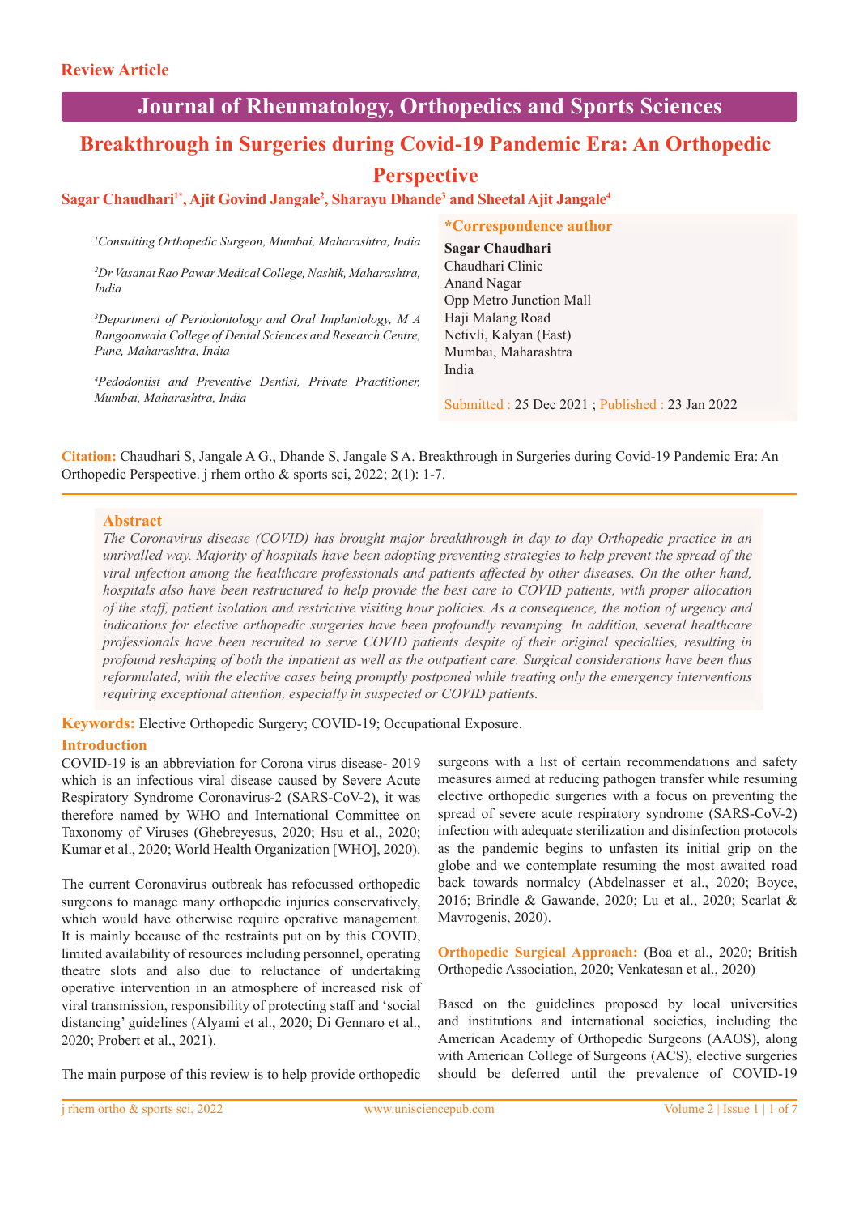**Review Article**

**Journal of Rheumatology, Orthopedics and Sports Sciences**

# Breakthrough in Surgeries during Covid-19 Pandemic Era: An Orthopedic Perspective

**Sagar Chaudhari[1*], Ajit Govind Jangale[2], Sharayu Dhande[3] and Sheetal Ajit Jangale[4]**

[1]*Consulting Orthopedic Surgeon, Mumbai, Maharashtra, India*

[2]*Dr Vasanat Rao Pawar Medical College, Nashik, Maharashtra, India*

[3]*Department of Periodontology and Oral Implantology, M A Rangoonwala College of Dental Sciences and Research Centre, Pune, Maharashtra, India*

[4]*Pedodontist and Preventive Dentist, Private Practitioner, Mumbai, Maharashtra, India*

**\*Correspondence author**

**Sagar Chaudhari**
Chaudhari Clinic
Anand Nagar
Opp Metro Junction Mall
Haji Malang Road
Netivli, Kalyan (East)
Mumbai, Maharashtra
India

Submitted : 25 Dec 2021 ; Published : 23 Jan 2022

**Citation:** Chaudhari S, Jangale A G., Dhande S, Jangale S A. Breakthrough in Surgeries during Covid-19 Pandemic Era: An Orthopedic Perspective. j rhem ortho & sports sci, 2022; 2(1): 1-7.

## Abstract

*The Coronavirus disease (COVID) has brought major breakthrough in day to day Orthopedic practice in an unrivalled way. Majority of hospitals have been adopting preventing strategies to help prevent the spread of the viral infection among the healthcare professionals and patients affected by other diseases. On the other hand, hospitals also have been restructured to help provide the best care to COVID patients, with proper allocation of the staff, patient isolation and restrictive visiting hour policies. As a consequence, the notion of urgency and indications for elective orthopedic surgeries have been profoundly revamping. In addition, several healthcare professionals have been recruited to serve COVID patients despite of their original specialties, resulting in profound reshaping of both the inpatient as well as the outpatient care. Surgical considerations have been thus reformulated, with the elective cases being promptly postponed while treating only the emergency interventions requiring exceptional attention, especially in suspected or COVID patients.*

**Keywords:** Elective Orthopedic Surgery; COVID-19; Occupational Exposure.

## Introduction

COVID-19 is an abbreviation for Corona virus disease- 2019 which is an infectious viral disease caused by Severe Acute Respiratory Syndrome Coronavirus-2 (SARS-CoV-2), it was therefore named by WHO and International Committee on Taxonomy of Viruses (Ghebreyesus, 2020; Hsu et al., 2020; Kumar et al., 2020; World Health Organization [WHO], 2020).

The current Coronavirus outbreak has refocussed orthopedic surgeons to manage many orthopedic injuries conservatively, which would have otherwise require operative management. It is mainly because of the restraints put on by this COVID, limited availability of resources including personnel, operating theatre slots and also due to reluctance of undertaking operative intervention in an atmosphere of increased risk of viral transmission, responsibility of protecting staff and 'social distancing' guidelines (Alyami et al., 2020; Di Gennaro et al., 2020; Probert et al., 2021).

The main purpose of this review is to help provide orthopedic surgeons with a list of certain recommendations and safety measures aimed at reducing pathogen transfer while resuming elective orthopedic surgeries with a focus on preventing the spread of severe acute respiratory syndrome (SARS-CoV-2) infection with adequate sterilization and disinfection protocols as the pandemic begins to unfasten its initial grip on the globe and we contemplate resuming the most awaited road back towards normalcy (Abdelnasser et al., 2020; Boyce, 2016; Brindle & Gawande, 2020; Lu et al., 2020; Scarlat & Mavrogenis, 2020).

**Orthopedic Surgical Approach:** (Boa et al., 2020; British Orthopedic Association, 2020; Venkatesan et al., 2020)

Based on the guidelines proposed by local universities and institutions and international societies, including the American Academy of Orthopedic Surgeons (AAOS), along with American College of Surgeons (ACS), elective surgeries should be deferred until the prevalence of COVID-19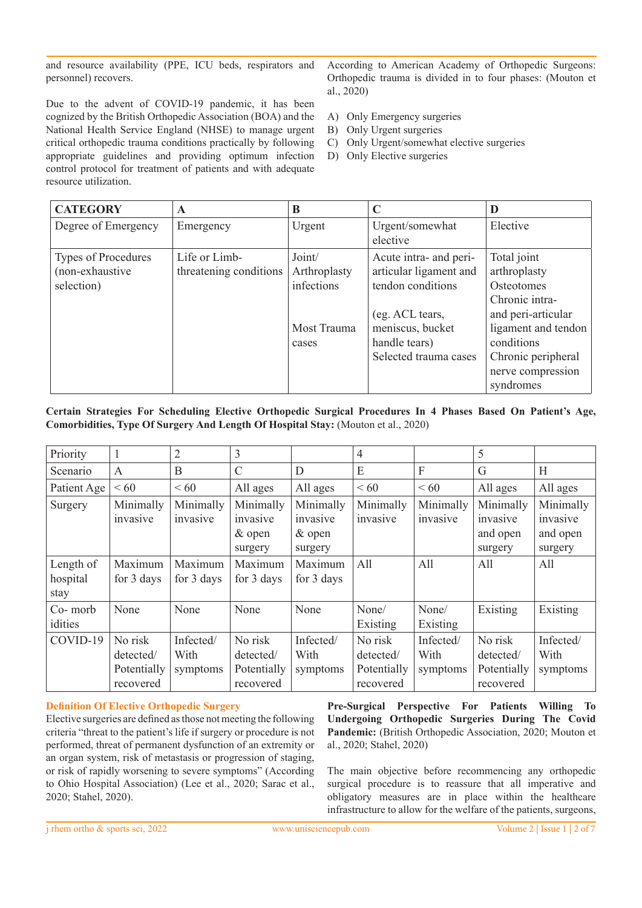and resource availability (PPE, ICU beds, respirators and personnel) recovers.

Due to the advent of COVID-19 pandemic, it has been cognized by the British Orthopedic Association (BOA) and the National Health Service England (NHSE) to manage urgent critical orthopedic trauma conditions practically by following appropriate guidelines and providing optimum infection control protocol for treatment of patients and with adequate resource utilization.

According to American Academy of Orthopedic Surgeons: Orthopedic trauma is divided in to four phases: (Mouton et al., 2020)

A) Only Emergency surgeries
B) Only Urgent surgeries
C) Only Urgent/somewhat elective surgeries
D) Only Elective surgeries

| **CATEGORY** | **A** | **B** | **C** | **D** |
|---|---|---|---|---|
| Degree of Emergency | Emergency | Urgent | Urgent/somewhat elective | Elective |
| Types of Procedures (non-exhaustive selection) | Life or Limb-threatening conditions | Joint/ Arthroplasty infections<br><br>Most Trauma cases | Acute intra- and peri-articular ligament and tendon conditions<br><br>(eg. ACL tears, meniscus, bucket handle tears)<br>Selected trauma cases | Total joint arthroplasty<br>Osteotomes<br>Chronic intra- and peri-articular ligament and tendon conditions<br>Chronic peripheral nerve compression syndromes |

**Certain Strategies For Scheduling Elective Orthopedic Surgical Procedures In 4 Phases Based On Patient's Age, Comorbidities, Type Of Surgery And Length Of Hospital Stay:** (Mouton et al., 2020)

| Priority | 1 | 2 | 3 | | 4 | | 5 | |
|---|---|---|---|---|---|---|---|---|
| Scenario | A | B | C | D | E | F | G | H |
| Patient Age | < 60 | < 60 | All ages | All ages | < 60 | < 60 | All ages | All ages |
| Surgery | Minimally invasive | Minimally invasive | Minimally invasive & open surgery | Minimally invasive & open surgery | Minimally invasive | Minimally invasive | Minimally invasive and open surgery | Minimally invasive and open surgery |
| Length of hospital stay | Maximum for 3 days | Maximum for 3 days | Maximum for 3 days | Maximum for 3 days | All | All | All | All |
| Co- morb idities | None | None | None | None | None/ Existing | None/ Existing | Existing | Existing |
| COVID-19 | No risk detected/ Potentially recovered | Infected/ With symptoms | No risk detected/ Potentially recovered | Infected/ With symptoms | No risk detected/ Potentially recovered | Infected/ With symptoms | No risk detected/ Potentially recovered | Infected/ With symptoms |

## Definition Of Elective Orthopedic Surgery

Elective surgeries are defined as those not meeting the following criteria "threat to the patient's life if surgery or procedure is not performed, threat of permanent dysfunction of an extremity or an organ system, risk of metastasis or progression of staging, or risk of rapidly worsening to severe symptoms" (According to Ohio Hospital Association) (Lee et al., 2020; Sarac et al., 2020; Stahel, 2020).

**Pre-Surgical Perspective For Patients Willing To Undergoing Orthopedic Surgeries During The Covid Pandemic:** (British Orthopedic Association, 2020; Mouton et al., 2020; Stahel, 2020)

The main objective before recommencing any orthopedic surgical procedure is to reassure that all imperative and obligatory measures are in place within the healthcare infrastructure to allow for the welfare of the patients, surgeons,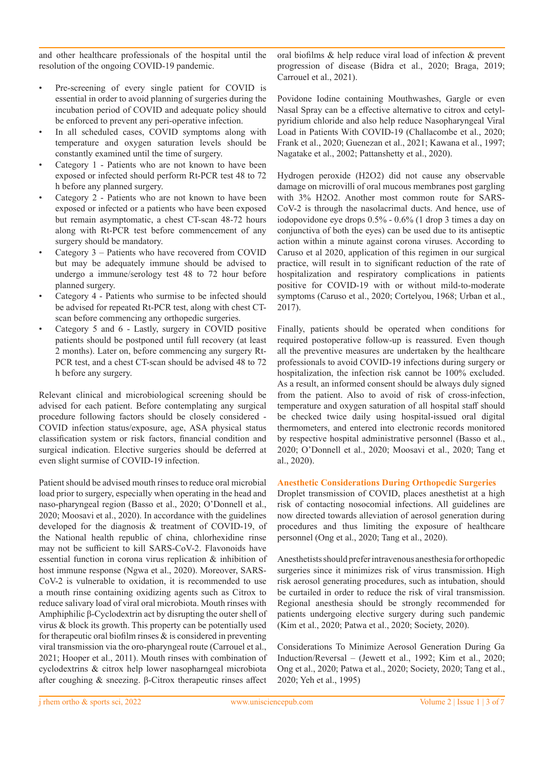and other healthcare professionals of the hospital until the resolution of the ongoing COVID-19 pandemic.

- Pre-screening of every single patient for COVID is essential in order to avoid planning of surgeries during the incubation period of COVID and adequate policy should be enforced to prevent any peri-operative infection.
- In all scheduled cases, COVID symptoms along with temperature and oxygen saturation levels should be constantly examined until the time of surgery.
- Category 1 - Patients who are not known to have been exposed or infected should perform Rt-PCR test 48 to 72 h before any planned surgery.
- Category 2 - Patients who are not known to have been exposed or infected or a patients who have been exposed but remain asymptomatic, a chest CT-scan 48-72 hours along with Rt-PCR test before commencement of any surgery should be mandatory.
- Category 3 – Patients who have recovered from COVID but may be adequately immune should be advised to undergo a immune/serology test 48 to 72 hour before planned surgery.
- Category 4 - Patients who surmise to be infected should be advised for repeated Rt-PCR test, along with chest CT-scan before commencing any orthopedic surgeries.
- Category 5 and 6 - Lastly, surgery in COVID positive patients should be postponed until full recovery (at least 2 months). Later on, before commencing any surgery Rt-PCR test, and a chest CT-scan should be advised 48 to 72 h before any surgery.

Relevant clinical and microbiological screening should be advised for each patient. Before contemplating any surgical procedure following factors should be closely considered - COVID infection status/exposure, age, ASA physical status classification system or risk factors, financial condition and surgical indication. Elective surgeries should be deferred at even slight surmise of COVID-19 infection.

Patient should be advised mouth rinses to reduce oral microbial load prior to surgery, especially when operating in the head and naso-pharyngeal region (Basso et al., 2020; O'Donnell et al., 2020; Moosavi et al., 2020). In accordance with the guidelines developed for the diagnosis & treatment of COVID-19, of the National health republic of china, chlorhexidine rinse may not be sufficient to kill SARS-CoV-2. Flavonoids have essential function in corona virus replication & inhibition of host immune response (Ngwa et al., 2020). Moreover, SARS-CoV-2 is vulnerable to oxidation, it is recommended to use a mouth rinse containing oxidizing agents such as Citrox to reduce salivary load of viral oral microbiota. Mouth rinses with Amphiphilic β-Cyclodextrin act by disrupting the outer shell of virus & block its growth. This property can be potentially used for therapeutic oral biofilm rinses & is considered in preventing viral transmission via the oro-pharyngeal route (Carrouel et al., 2021; Hooper et al., 2011). Mouth rinses with combination of cyclodextrins & citrox help lower nasopharngeal microbiota after coughing & sneezing. β-Citrox therapeutic rinses affect oral biofilms & help reduce viral load of infection & prevent progression of disease (Bidra et al., 2020; Braga, 2019; Carrouel et al., 2021).

Povidone Iodine containing Mouthwashes, Gargle or even Nasal Spray can be a effective alternative to citrox and cetyl-pyridium chloride and also help reduce Nasopharyngeal Viral Load in Patients With COVID-19 (Challacombe et al., 2020; Frank et al., 2020; Guenezan et al., 2021; Kawana et al., 1997; Nagatake et al., 2002; Pattanshetty et al., 2020).

Hydrogen peroxide ($H_2O_2$) did not cause any observable damage on microvilli of oral mucous membranes post gargling with 3% $H_2O_2$. Another most common route for SARS-CoV-2 is through the nasolacrimal ducts. And hence, use of iodopovidone eye drops 0.5% - 0.6% (1 drop 3 times a day on conjunctiva of both the eyes) can be used due to its antiseptic action within a minute against corona viruses. According to Caruso et al 2020, application of this regimen in our surgical practice, will result in to significant reduction of the rate of hospitalization and respiratory complications in patients positive for COVID-19 with or without mild-to-moderate symptoms (Caruso et al., 2020; Cortelyou, 1968; Urban et al., 2017).

Finally, patients should be operated when conditions for required postoperative follow-up is reassured. Even though all the preventive measures are undertaken by the healthcare professionals to avoid COVID-19 infections during surgery or hospitalization, the infection risk cannot be 100% excluded. As a result, an informed consent should be always duly signed from the patient. Also to avoid of risk of cross-infection, temperature and oxygen saturation of all hospital staff should be checked twice daily using hospital-issued oral digital thermometers, and entered into electronic records monitored by respective hospital administrative personnel (Basso et al., 2020; O'Donnell et al., 2020; Moosavi et al., 2020; Tang et al., 2020).

## Anesthetic Considerations During Orthopedic Surgeries

Droplet transmission of COVID, places anesthetist at a high risk of contacting nosocomial infections. All guidelines are now directed towards alleviation of aerosol generation during procedures and thus limiting the exposure of healthcare personnel (Ong et al., 2020; Tang et al., 2020).

Anesthetists should prefer intravenous anesthesia for orthopedic surgeries since it minimizes risk of virus transmission. High risk aerosol generating procedures, such as intubation, should be curtailed in order to reduce the risk of viral transmission. Regional anesthesia should be strongly recommended for patients undergoing elective surgery during such pandemic (Kim et al., 2020; Patwa et al., 2020; Society, 2020).

Considerations To Minimize Aerosol Generation During Ga Induction/Reversal – (Jewett et al., 1992; Kim et al., 2020; Ong et al., 2020; Patwa et al., 2020; Society, 2020; Tang et al., 2020; Yeh et al., 1995)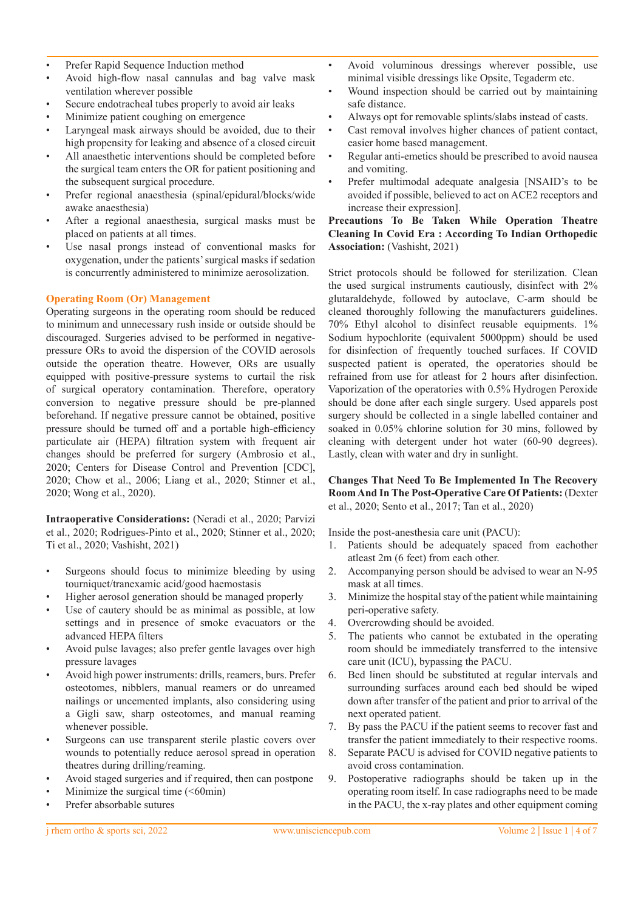- Prefer Rapid Sequence Induction method
- Avoid high-flow nasal cannulas and bag valve mask ventilation wherever possible
- Secure endotracheal tubes properly to avoid air leaks
- Minimize patient coughing on emergence
- Laryngeal mask airways should be avoided, due to their high propensity for leaking and absence of a closed circuit
- All anaesthetic interventions should be completed before the surgical team enters the OR for patient positioning and the subsequent surgical procedure.
- Prefer regional anaesthesia (spinal/epidural/blocks/wide awake anaesthesia)
- After a regional anaesthesia, surgical masks must be placed on patients at all times.
- Use nasal prongs instead of conventional masks for oxygenation, under the patients' surgical masks if sedation is concurrently administered to minimize aerosolization.

### Operating Room (Or) Management

Operating surgeons in the operating room should be reduced to minimum and unnecessary rush inside or outside should be discouraged. Surgeries advised to be performed in negative-pressure ORs to avoid the dispersion of the COVID aerosols outside the operation theatre. However, ORs are usually equipped with positive-pressure systems to curtail the risk of surgical operatory contamination. Therefore, operatory conversion to negative pressure should be pre-planned beforehand. If negative pressure cannot be obtained, positive pressure should be turned off and a portable high-efficiency particulate air (HEPA) filtration system with frequent air changes should be preferred for surgery (Ambrosio et al., 2020; Centers for Disease Control and Prevention [CDC], 2020; Chow et al., 2006; Liang et al., 2020; Stinner et al., 2020; Wong et al., 2020).

**Intraoperative Considerations:** (Neradi et al., 2020; Parvizi et al., 2020; Rodrigues-Pinto et al., 2020; Stinner et al., 2020; Ti et al., 2020; Vashisht, 2021)

- Surgeons should focus to minimize bleeding by using tourniquet/tranexamic acid/good haemostasis
- Higher aerosol generation should be managed properly
- Use of cautery should be as minimal as possible, at low settings and in presence of smoke evacuators or the advanced HEPA filters
- Avoid pulse lavages; also prefer gentle lavages over high pressure lavages
- Avoid high power instruments: drills, reamers, burs. Prefer osteotomes, nibblers, manual reamers or do unreamed nailings or uncemented implants, also considering using a Gigli saw, sharp osteotomes, and manual reaming whenever possible.
- Surgeons can use transparent sterile plastic covers over wounds to potentially reduce aerosol spread in operation theatres during drilling/reaming.
- Avoid staged surgeries and if required, then can postpone
- Minimize the surgical time (<60min)
- Prefer absorbable sutures
- Avoid voluminous dressings wherever possible, use minimal visible dressings like Opsite, Tegaderm etc.
- Wound inspection should be carried out by maintaining safe distance.
- Always opt for removable splints/slabs instead of casts.
- Cast removal involves higher chances of patient contact, easier home based management.
- Regular anti-emetics should be prescribed to avoid nausea and vomiting.
- Prefer multimodal adequate analgesia [NSAID's to be avoided if possible, believed to act on ACE2 receptors and increase their expression].

**Precautions To Be Taken While Operation Theatre Cleaning In Covid Era : According To Indian Orthopedic Association:** (Vashisht, 2021)

Strict protocols should be followed for sterilization. Clean the used surgical instruments cautiously, disinfect with 2% glutaraldehyde, followed by autoclave, C-arm should be cleaned thoroughly following the manufacturers guidelines. 70% Ethyl alcohol to disinfect reusable equipments. 1% Sodium hypochlorite (equivalent 5000ppm) should be used for disinfection of frequently touched surfaces. If COVID suspected patient is operated, the operatories should be refrained from use for atleast for 2 hours after disinfection. Vaporization of the operatories with 0.5% Hydrogen Peroxide should be done after each single surgery. Used apparels post surgery should be collected in a single labelled container and soaked in 0.05% chlorine solution for 30 mins, followed by cleaning with detergent under hot water (60-90 degrees). Lastly, clean with water and dry in sunlight.

**Changes That Need To Be Implemented In The Recovery Room And In The Post-Operative Care Of Patients:** (Dexter et al., 2020; Sento et al., 2017; Tan et al., 2020)

Inside the post-anesthesia care unit (PACU):

1. Patients should be adequately spaced from eachother atleast 2m (6 feet) from each other.
2. Accompanying person should be advised to wear an N-95 mask at all times.
3. Minimize the hospital stay of the patient while maintaining peri-operative safety.
4. Overcrowding should be avoided.
5. The patients who cannot be extubated in the operating room should be immediately transferred to the intensive care unit (ICU), bypassing the PACU.
6. Bed linen should be substituted at regular intervals and surrounding surfaces around each bed should be wiped down after transfer of the patient and prior to arrival of the next operated patient.
7. By pass the PACU if the patient seems to recover fast and transfer the patient immediately to their respective rooms.
8. Separate PACU is advised for COVID negative patients to avoid cross contamination.
9. Postoperative radiographs should be taken up in the operating room itself. In case radiographs need to be made in the PACU, the x-ray plates and other equipment coming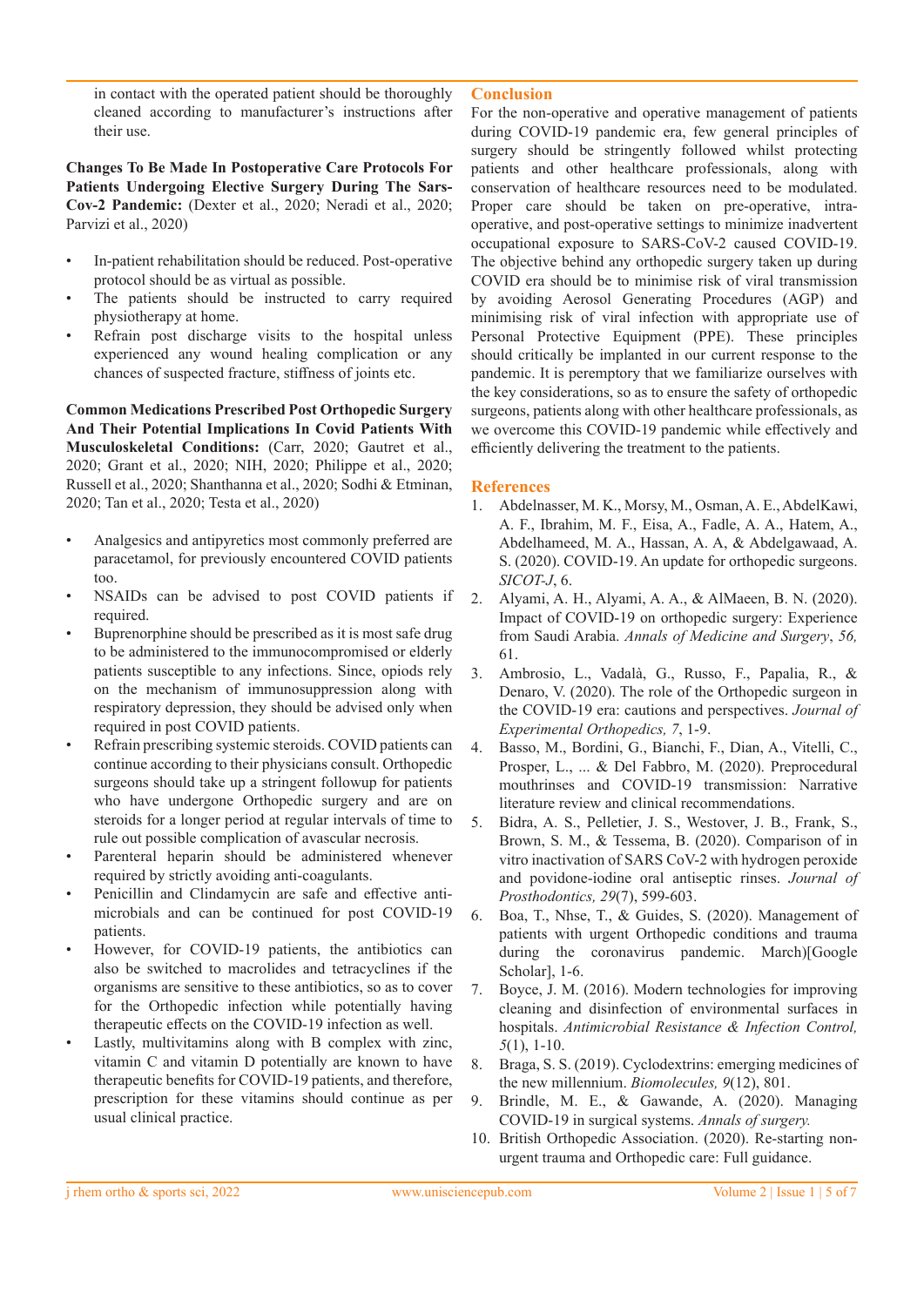in contact with the operated patient should be thoroughly cleaned according to manufacturer's instructions after their use.

**Changes To Be Made In Postoperative Care Protocols For Patients Undergoing Elective Surgery During The Sars-Cov-2 Pandemic:** (Dexter et al., 2020; Neradi et al., 2020; Parvizi et al., 2020)

- In-patient rehabilitation should be reduced. Post-operative protocol should be as virtual as possible.
- The patients should be instructed to carry required physiotherapy at home.
- Refrain post discharge visits to the hospital unless experienced any wound healing complication or any chances of suspected fracture, stiffness of joints etc.

**Common Medications Prescribed Post Orthopedic Surgery And Their Potential Implications In Covid Patients With Musculoskeletal Conditions:** (Carr, 2020; Gautret et al., 2020; Grant et al., 2020; NIH, 2020; Philippe et al., 2020; Russell et al., 2020; Shanthanna et al., 2020; Sodhi & Etminan, 2020; Tan et al., 2020; Testa et al., 2020)

- Analgesics and antipyretics most commonly preferred are paracetamol, for previously encountered COVID patients too.
- NSAIDs can be advised to post COVID patients if required.
- Buprenorphine should be prescribed as it is most safe drug to be administered to the immunocompromised or elderly patients susceptible to any infections. Since, opiods rely on the mechanism of immunosuppression along with respiratory depression, they should be advised only when required in post COVID patients.
- Refrain prescribing systemic steroids. COVID patients can continue according to their physicians consult. Orthopedic surgeons should take up a stringent followup for patients who have undergone Orthopedic surgery and are on steroids for a longer period at regular intervals of time to rule out possible complication of avascular necrosis.
- Parenteral heparin should be administered whenever required by strictly avoiding anti-coagulants.
- Penicillin and Clindamycin are safe and effective anti-microbials and can be continued for post COVID-19 patients.
- However, for COVID-19 patients, the antibiotics can also be switched to macrolides and tetracyclines if the organisms are sensitive to these antibiotics, so as to cover for the Orthopedic infection while potentially having therapeutic effects on the COVID-19 infection as well.
- Lastly, multivitamins along with B complex with zinc, vitamin C and vitamin D potentially are known to have therapeutic benefits for COVID-19 patients, and therefore, prescription for these vitamins should continue as per usual clinical practice.

## Conclusion

For the non-operative and operative management of patients during COVID-19 pandemic era, few general principles of surgery should be stringently followed whilst protecting patients and other healthcare professionals, along with conservation of healthcare resources need to be modulated. Proper care should be taken on pre-operative, intra-operative, and post-operative settings to minimize inadvertent occupational exposure to SARS-CoV-2 caused COVID-19. The objective behind any orthopedic surgery taken up during COVID era should be to minimise risk of viral transmission by avoiding Aerosol Generating Procedures (AGP) and minimising risk of viral infection with appropriate use of Personal Protective Equipment (PPE). These principles should critically be implanted in our current response to the pandemic. It is peremptory that we familiarize ourselves with the key considerations, so as to ensure the safety of orthopedic surgeons, patients along with other healthcare professionals, as we overcome this COVID-19 pandemic while effectively and efficiently delivering the treatment to the patients.

## References

1. Abdelnasser, M. K., Morsy, M., Osman, A. E., AbdelKawi, A. F., Ibrahim, M. F., Eisa, A., Fadle, A. A., Hatem, A., Abdelhameed, M. A., Hassan, A. A, & Abdelgawaad, A. S. (2020). COVID-19. An update for orthopedic surgeons. *SICOT-J*, 6.
2. Alyami, A. H., Alyami, A. A., & AlMaeen, B. N. (2020). Impact of COVID-19 on orthopedic surgery: Experience from Saudi Arabia. *Annals of Medicine and Surgery*, *56,* 61.
3. Ambrosio, L., Vadalà, G., Russo, F., Papalia, R., & Denaro, V. (2020). The role of the Orthopedic surgeon in the COVID-19 era: cautions and perspectives. *Journal of Experimental Orthopedics, 7*, 1-9.
4. Basso, M., Bordini, G., Bianchi, F., Dian, A., Vitelli, C., Prosper, L., ... & Del Fabbro, M. (2020). Preprocedural mouthrinses and COVID-19 transmission: Narrative literature review and clinical recommendations.
5. Bidra, A. S., Pelletier, J. S., Westover, J. B., Frank, S., Brown, S. M., & Tessema, B. (2020). Comparison of in vitro inactivation of SARS CoV-2 with hydrogen peroxide and povidone-iodine oral antiseptic rinses. *Journal of Prosthodontics, 29*(7), 599-603.
6. Boa, T., Nhse, T., & Guides, S. (2020). Management of patients with urgent Orthopedic conditions and trauma during the coronavirus pandemic. March)[Google Scholar], 1-6.
7. Boyce, J. M. (2016). Modern technologies for improving cleaning and disinfection of environmental surfaces in hospitals. *Antimicrobial Resistance & Infection Control, 5*(1), 1-10.
8. Braga, S. S. (2019). Cyclodextrins: emerging medicines of the new millennium. *Biomolecules, 9*(12), 801.
9. Brindle, M. E., & Gawande, A. (2020). Managing COVID-19 in surgical systems. *Annals of surgery.*
10. British Orthopedic Association. (2020). Re-starting non-urgent trauma and Orthopedic care: Full guidance.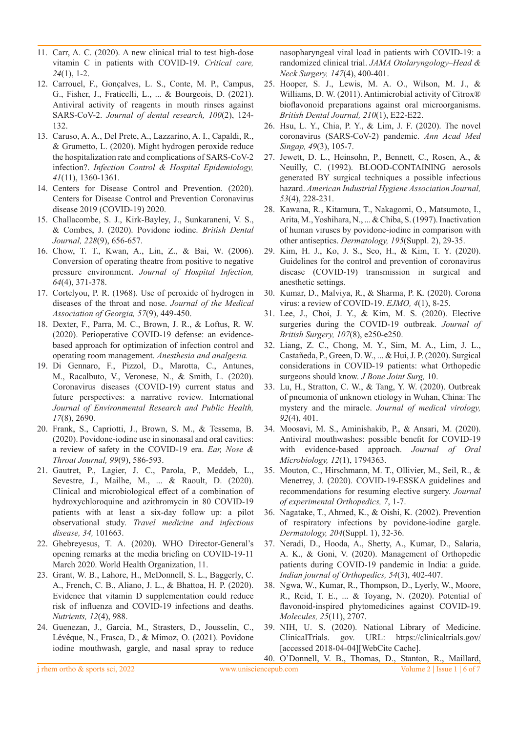11. Carr, A. C. (2020). A new clinical trial to test high-dose vitamin C in patients with COVID-19. *Critical care, 24*(1), 1-2.
12. Carrouel, F., Gonçalves, L. S., Conte, M. P., Campus, G., Fisher, J., Fraticelli, L., ... & Bourgeois, D. (2021). Antiviral activity of reagents in mouth rinses against SARS-CoV-2. *Journal of dental research, 100*(2), 124-132.
13. Caruso, A. A., Del Prete, A., Lazzarino, A. I., Capaldi, R., & Grumetto, L. (2020). Might hydrogen peroxide reduce the hospitalization rate and complications of SARS-CoV-2 infection?. *Infection Control & Hospital Epidemiology, 41*(11), 1360-1361.
14. Centers for Disease Control and Prevention. (2020). Centers for Disease Control and Prevention Coronavirus disease 2019 (COVID-19) 2020.
15. Challacombe, S. J., Kirk-Bayley, J., Sunkaraneni, V. S., & Combes, J. (2020). Povidone iodine. *British Dental Journal, 228*(9), 656-657.
16. Chow, T. T., Kwan, A., Lin, Z., & Bai, W. (2006). Conversion of operating theatre from positive to negative pressure environment. *Journal of Hospital Infection, 64*(4), 371-378.
17. Cortelyou, P. R. (1968). Use of peroxide of hydrogen in diseases of the throat and nose. *Journal of the Medical Association of Georgia, 57*(9), 449-450.
18. Dexter, F., Parra, M. C., Brown, J. R., & Loftus, R. W. (2020). Perioperative COVID-19 defense: an evidence-based approach for optimization of infection control and operating room management. *Anesthesia and analgesia.*
19. Di Gennaro, F., Pizzol, D., Marotta, C., Antunes, M., Racalbuto, V., Veronese, N., & Smith, L. (2020). Coronavirus diseases (COVID-19) current status and future perspectives: a narrative review. International *Journal of Environmental Research and Public Health, 17*(8), 2690.
20. Frank, S., Capriotti, J., Brown, S. M., & Tessema, B. (2020). Povidone-iodine use in sinonasal and oral cavities: a review of safety in the COVID-19 era. *Ear, Nose & Throat Journal, 99*(9), 586-593.
21. Gautret, P., Lagier, J. C., Parola, P., Meddeb, L., Sevestre, J., Mailhe, M., ... & Raoult, D. (2020). Clinical and microbiological effect of a combination of hydroxychloroquine and azithromycin in 80 COVID-19 patients with at least a six-day follow up: a pilot observational study. *Travel medicine and infectious disease, 34,* 101663.
22. Ghebreyesus, T. A. (2020). WHO Director-General's opening remarks at the media briefing on COVID-19-11 March 2020. World Health Organization, 11.
23. Grant, W. B., Lahore, H., McDonnell, S. L., Baggerly, C. A., French, C. B., Aliano, J. L., & Bhattoa, H. P. (2020). Evidence that vitamin D supplementation could reduce risk of influenza and COVID-19 infections and deaths. *Nutrients, 12*(4), 988.
24. Guenezan, J., Garcia, M., Strasters, D., Jousselin, C., Lévêque, N., Frasca, D., & Mimoz, O. (2021). Povidone iodine mouthwash, gargle, and nasal spray to reduce nasopharyngeal viral load in patients with COVID-19: a randomized clinical trial. *JAMA Otolaryngology–Head & Neck Surgery, 147*(4), 400-401.
25. Hooper, S. J., Lewis, M. A. O., Wilson, M. J., & Williams, D. W. (2011). Antimicrobial activity of Citrox® bioflavonoid preparations against oral microorganisms. *British Dental Journal, 210*(1), E22-E22.
26. Hsu, L. Y., Chia, P. Y., & Lim, J. F. (2020). The novel coronavirus (SARS-CoV-2) pandemic. *Ann Acad Med Singap, 49*(3), 105-7.
27. Jewett, D. L., Heinsohn, P., Bennett, C., Rosen, A., & Neuilly, C. (1992). BLOOD-CONTAINING aerosols generated BY surgical techniques a possible infectious hazard. *American Industrial Hygiene Association Journal, 53*(4), 228-231.
28. Kawana, R., Kitamura, T., Nakagomi, O., Matsumoto, I., Arita, M., Yoshihara, N., ... & Chiba, S. (1997). Inactivation of human viruses by povidone-iodine in comparison with other antiseptics. *Dermatology, 195*(Suppl. 2), 29-35.
29. Kim, H. J., Ko, J. S., Seo, H., & Kim, T. Y. (2020). Guidelines for the control and prevention of coronavirus disease (COVID-19) transmission in surgical and anesthetic settings.
30. Kumar, D., Malviya, R., & Sharma, P. K. (2020). Corona virus: a review of COVID-19. *EJMO, 4*(1), 8-25.
31. Lee, J., Choi, J. Y., & Kim, M. S. (2020). Elective surgeries during the COVID-19 outbreak. *Journal of British Surgery, 107*(8), e250-e250.
32. Liang, Z. C., Chong, M. Y., Sim, M. A., Lim, J. L., Castañeda, P., Green, D. W., ... & Hui, J. P. (2020). Surgical considerations in COVID-19 patients: what Orthopedic surgeons should know. *J Bone Joint Surg,* 10.
33. Lu, H., Stratton, C. W., & Tang, Y. W. (2020). Outbreak of pneumonia of unknown etiology in Wuhan, China: The mystery and the miracle. *Journal of medical virology, 92*(4), 401.
34. Moosavi, M. S., Aminishakib, P., & Ansari, M. (2020). Antiviral mouthwashes: possible benefit for COVID-19 with evidence-based approach. *Journal of Oral Microbiology, 12*(1), 1794363.
35. Mouton, C., Hirschmann, M. T., Ollivier, M., Seil, R., & Menetrey, J. (2020). COVID-19-ESSKA guidelines and recommendations for resuming elective surgery. *Journal of experimental Orthopedics, 7*, 1-7.
36. Nagatake, T., Ahmed, K., & Oishi, K. (2002). Prevention of respiratory infections by povidone-iodine gargle. *Dermatology, 204*(Suppl. 1), 32-36.
37. Neradi, D., Hooda, A., Shetty, A., Kumar, D., Salaria, A. K., & Goni, V. (2020). Management of Orthopedic patients during COVID-19 pandemic in India: a guide. *Indian journal of Orthopedics, 54*(3), 402-407.
38. Ngwa, W., Kumar, R., Thompson, D., Lyerly, W., Moore, R., Reid, T. E., ... & Toyang, N. (2020). Potential of flavonoid-inspired phytomedicines against COVID-19. *Molecules, 25*(11), 2707.
39. NIH, U. S. (2020). National Library of Medicine. ClinicalTrials. gov. URL: https://clinicaltrials.gov/ [accessed 2018-04-04][WebCite Cache].
40. O'Donnell, V. B., Thomas, D., Stanton, R., Maillard,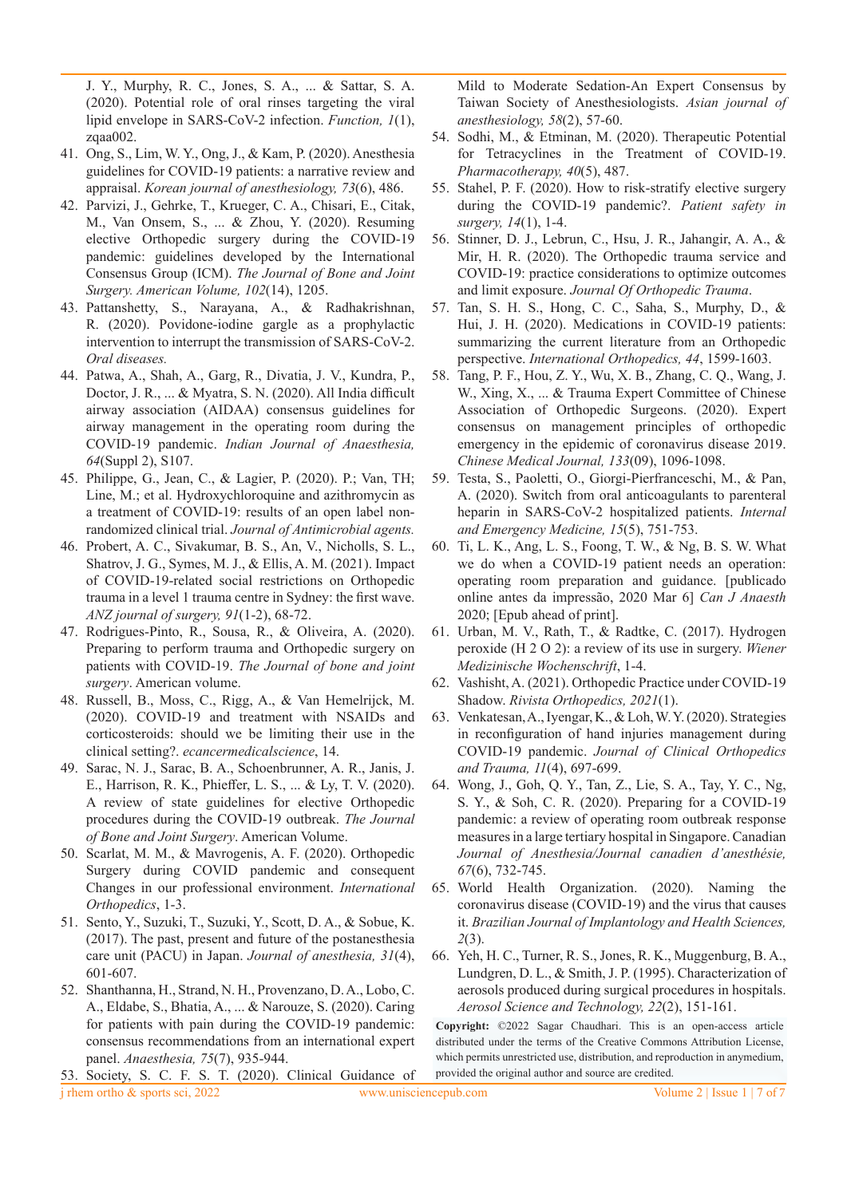J. Y., Murphy, R. C., Jones, S. A., ... & Sattar, S. A. (2020). Potential role of oral rinses targeting the viral lipid envelope in SARS-CoV-2 infection. *Function, 1*(1), zqaa002.

41. Ong, S., Lim, W. Y., Ong, J., & Kam, P. (2020). Anesthesia guidelines for COVID-19 patients: a narrative review and appraisal. *Korean journal of anesthesiology, 73*(6), 486.
42. Parvizi, J., Gehrke, T., Krueger, C. A., Chisari, E., Citak, M., Van Onsem, S., ... & Zhou, Y. (2020). Resuming elective Orthopedic surgery during the COVID-19 pandemic: guidelines developed by the International Consensus Group (ICM). *The Journal of Bone and Joint Surgery. American Volume, 102*(14), 1205.
43. Pattanshetty, S., Narayana, A., & Radhakrishnan, R. (2020). Povidone-iodine gargle as a prophylactic intervention to interrupt the transmission of SARS-CoV-2. *Oral diseases.*
44. Patwa, A., Shah, A., Garg, R., Divatia, J. V., Kundra, P., Doctor, J. R., ... & Myatra, S. N. (2020). All India difficult airway association (AIDAA) consensus guidelines for airway management in the operating room during the COVID-19 pandemic. *Indian Journal of Anaesthesia, 64*(Suppl 2), S107.
45. Philippe, G., Jean, C., & Lagier, P. (2020). P.; Van, TH; Line, M.; et al. Hydroxychloroquine and azithromycin as a treatment of COVID-19: results of an open label non-randomized clinical trial. *Journal of Antimicrobial agents.*
46. Probert, A. C., Sivakumar, B. S., An, V., Nicholls, S. L., Shatrov, J. G., Symes, M. J., & Ellis, A. M. (2021). Impact of COVID-19-related social restrictions on Orthopedic trauma in a level 1 trauma centre in Sydney: the first wave. *ANZ journal of surgery, 91*(1-2), 68-72.
47. Rodrigues-Pinto, R., Sousa, R., & Oliveira, A. (2020). Preparing to perform trauma and Orthopedic surgery on patients with COVID-19. *The Journal of bone and joint surgery*. American volume.
48. Russell, B., Moss, C., Rigg, A., & Van Hemelrijck, M. (2020). COVID-19 and treatment with NSAIDs and corticosteroids: should we be limiting their use in the clinical setting?. *ecancermedicalscience*, 14.
49. Sarac, N. J., Sarac, B. A., Schoenbrunner, A. R., Janis, J. E., Harrison, R. K., Phieffer, L. S., ... & Ly, T. V. (2020). A review of state guidelines for elective Orthopedic procedures during the COVID-19 outbreak. *The Journal of Bone and Joint Surgery*. American Volume.
50. Scarlat, M. M., & Mavrogenis, A. F. (2020). Orthopedic Surgery during COVID pandemic and consequent Changes in our professional environment. *International Orthopedics*, 1-3.
51. Sento, Y., Suzuki, T., Suzuki, Y., Scott, D. A., & Sobue, K. (2017). The past, present and future of the postanesthesia care unit (PACU) in Japan. *Journal of anesthesia, 31*(4), 601-607.
52. Shanthanna, H., Strand, N. H., Provenzano, D. A., Lobo, C. A., Eldabe, S., Bhatia, A., ... & Narouze, S. (2020). Caring for patients with pain during the COVID-19 pandemic: consensus recommendations from an international expert panel. *Anaesthesia, 75*(7), 935-944.
53. Society, S. C. F. S. T. (2020). Clinical Guidance of Mild to Moderate Sedation-An Expert Consensus by Taiwan Society of Anesthesiologists. *Asian journal of anesthesiology, 58*(2), 57-60.
54. Sodhi, M., & Etminan, M. (2020). Therapeutic Potential for Tetracyclines in the Treatment of COVID-19. *Pharmacotherapy, 40*(5), 487.
55. Stahel, P. F. (2020). How to risk-stratify elective surgery during the COVID-19 pandemic?. *Patient safety in surgery, 14*(1), 1-4.
56. Stinner, D. J., Lebrun, C., Hsu, J. R., Jahangir, A. A., & Mir, H. R. (2020). The Orthopedic trauma service and COVID-19: practice considerations to optimize outcomes and limit exposure. *Journal Of Orthopedic Trauma*.
57. Tan, S. H. S., Hong, C. C., Saha, S., Murphy, D., & Hui, J. H. (2020). Medications in COVID-19 patients: summarizing the current literature from an Orthopedic perspective. *International Orthopedics, 44*, 1599-1603.
58. Tang, P. F., Hou, Z. Y., Wu, X. B., Zhang, C. Q., Wang, J. W., Xing, X., ... & Trauma Expert Committee of Chinese Association of Orthopedic Surgeons. (2020). Expert consensus on management principles of orthopedic emergency in the epidemic of coronavirus disease 2019. *Chinese Medical Journal, 133*(09), 1096-1098.
59. Testa, S., Paoletti, O., Giorgi-Pierfranceschi, M., & Pan, A. (2020). Switch from oral anticoagulants to parenteral heparin in SARS-CoV-2 hospitalized patients. *Internal and Emergency Medicine, 15*(5), 751-753.
60. Ti, L. K., Ang, L. S., Foong, T. W., & Ng, B. S. W. What we do when a COVID-19 patient needs an operation: operating room preparation and guidance. [publicado online antes da impressão, 2020 Mar 6] *Can J Anaesth* 2020; [Epub ahead of print].
61. Urban, M. V., Rath, T., & Radtke, C. (2017). Hydrogen peroxide (H 2 O 2): a review of its use in surgery. *Wiener Medizinische Wochenschrift*, 1-4.
62. Vashisht, A. (2021). Orthopedic Practice under COVID-19 Shadow. *Rivista Orthopedics, 2021*(1).
63. Venkatesan, A., Iyengar, K., & Loh, W. Y. (2020). Strategies in reconfiguration of hand injuries management during COVID-19 pandemic. *Journal of Clinical Orthopedics and Trauma, 11*(4), 697-699.
64. Wong, J., Goh, Q. Y., Tan, Z., Lie, S. A., Tay, Y. C., Ng, S. Y., & Soh, C. R. (2020). Preparing for a COVID-19 pandemic: a review of operating room outbreak response measures in a large tertiary hospital in Singapore. Canadian *Journal of Anesthesia/Journal canadien d'anesthésie, 67*(6), 732-745.
65. World Health Organization. (2020). Naming the coronavirus disease (COVID-19) and the virus that causes it. *Brazilian Journal of Implantology and Health Sciences, 2*(3).
66. Yeh, H. C., Turner, R. S., Jones, R. K., Muggenburg, B. A., Lundgren, D. L., & Smith, J. P. (1995). Characterization of aerosols produced during surgical procedures in hospitals. *Aerosol Science and Technology, 22*(2), 151-161.

**Copyright:** ©2022 Sagar Chaudhari. This is an open-access article distributed under the terms of the Creative Commons Attribution License, which permits unrestricted use, distribution, and reproduction in anymedium, provided the original author and source are credited.